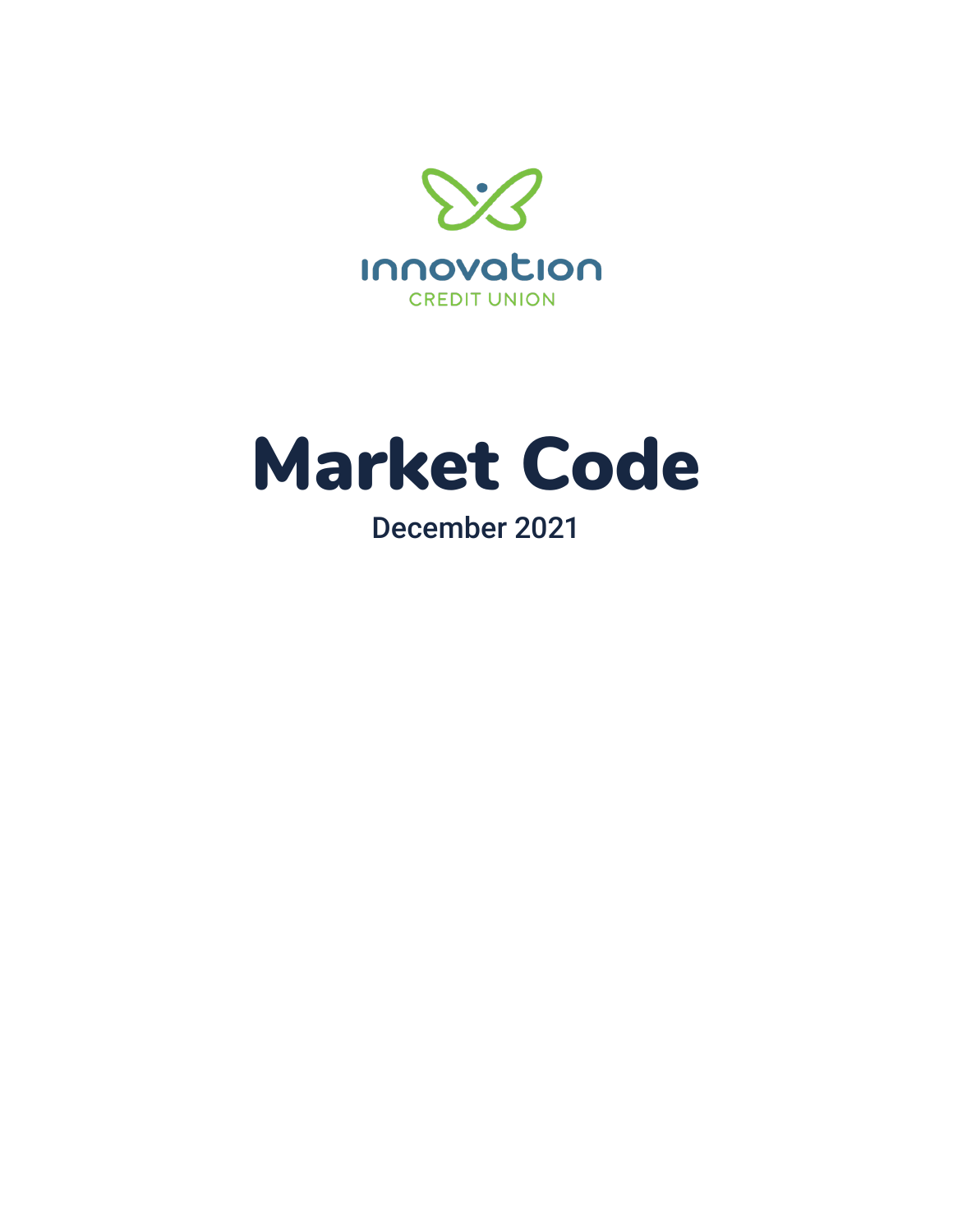innovation

CREDIT UNION

# Market Code

December 2021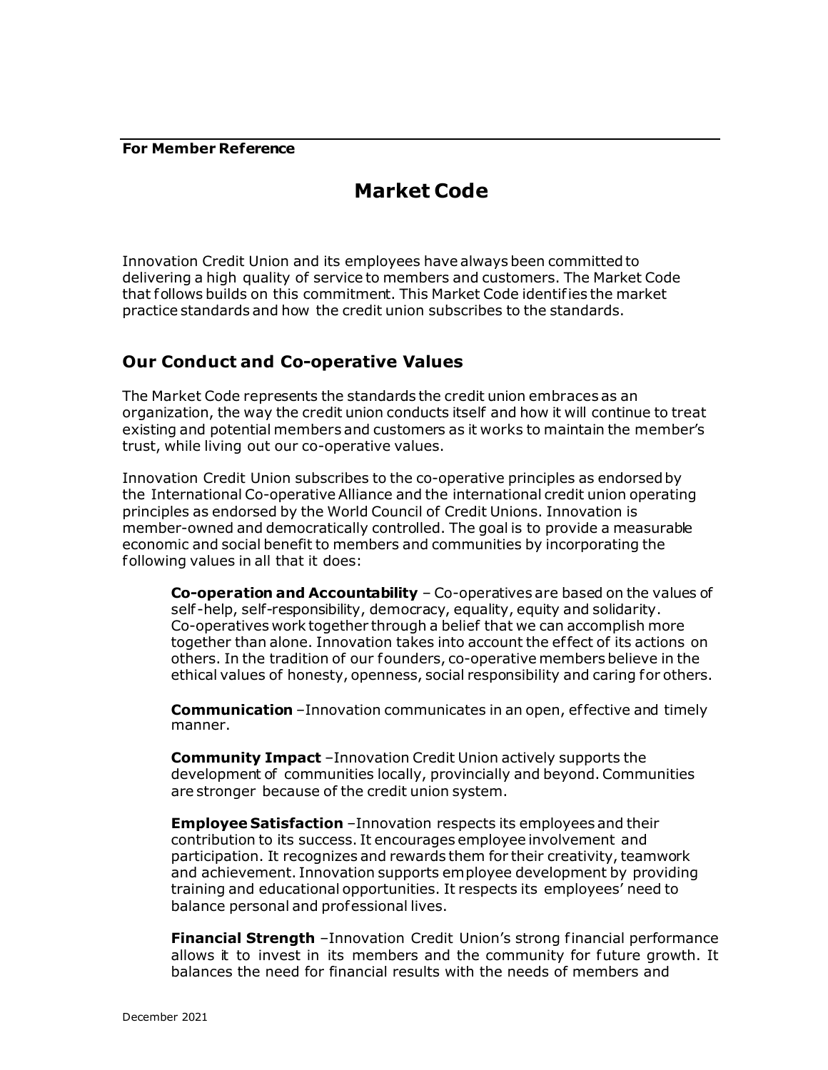**For Member Reference**

# Market Code

Innovation Credit Union and its employees have always been committed to delivering a high quality of service to members and customers. The Market Code that follows builds on this commitment. This Market Code identifies the market practice standards and how the credit union subscribes to the standards.

## Our Conduct and Co-operative Values

The Market Code represents the standards the credit union embraces as an organization, the way the credit union conducts itself and how it will continue to treat existing and potential members and customers as it works to maintain the member's trust, while living out our co-operative values.

Innovation Credit Union subscribes to the co-operative principles as endorsed by the International Co-operative Alliance and the international credit union operating principles as endorsed by the World Council of Credit Unions. Innovation is member-owned and democratically controlled. The goal is to provide a measurable economic and social benefit to members and communities by incorporating the following values in all that it does:

**Co-operation and Accountability** – Co-operatives are based on the values of self-help, self-responsibility, democracy, equality, equity and solidarity. Co-operatives work together through a belief that we can accomplish more together than alone. Innovation takes into account the effect of its actions on others. In the tradition of our founders, co-operative members believe in the ethical values of honesty, openness, social responsibility and caring for others.

**Communication** –Innovation communicates in an open, effective and timely manner.

**Community Impact** –Innovation Credit Union actively supports the development of communities locally, provincially and beyond. Communities are stronger because of the credit union system.

**Employee Satisfaction** –Innovation respects its employees and their contribution to its success. It encourages employee involvement and participation. It recognizes and rewards them for their creativity, teamwork and achievement. Innovation supports employee development by providing training and educational opportunities. It respects its employees' need to balance personal and professional lives.

**Financial Strength** –Innovation Credit Union's strong financial performance allows it to invest in its members and the community for future growth. It balances the need for financial results with the needs of members and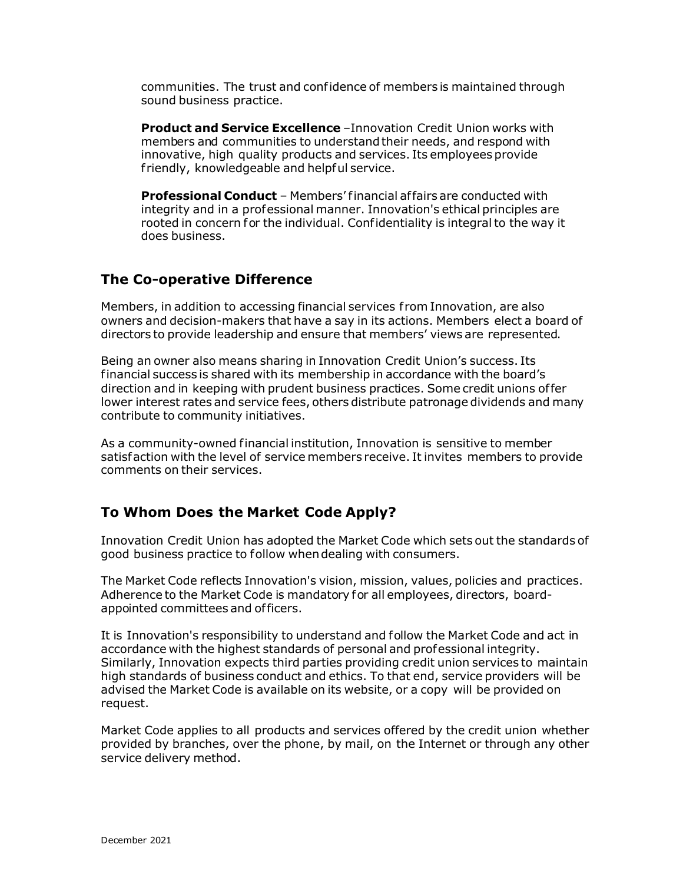communities. The trust and confidence of members is maintained through sound business practice.

**Product and Service Excellence** –Innovation Credit Union works with members and communities to understand their needs, and respond with innovative, high quality products and services. Its employees provide friendly, knowledgeable and helpful service.

**Professional Conduct** – Members' financial affairs are conducted with integrity and in a professional manner. Innovation's ethical principles are rooted in concern for the individual. Confidentiality is integral to the way it does business.

## The Co-operative Difference

Members, in addition to accessing financial services from Innovation, are also owners and decision-makers that have a say in its actions. Members elect a board of directors to provide leadership and ensure that members' views are represented.

Being an owner also means sharing in Innovation Credit Union's success. Its financial success is shared with its membership in accordance with the board's direction and in keeping with prudent business practices. Some credit unions offer lower interest rates and service fees, others distribute patronage dividends and many contribute to community initiatives.

As a community-owned financial institution, Innovation is sensitive to member satisfaction with the level of service members receive. It invites members to provide comments on their services.

## To Whom Does the Market Code Apply?

Innovation Credit Union has adopted the Market Code which sets out the standards of good business practice to follow when dealing with consumers.

The Market Code reflects Innovation's vision, mission, values, policies and practices. Adherence to the Market Code is mandatory for all employees, directors, board-appointed committees and officers.

It is Innovation's responsibility to understand and follow the Market Code and act in accordance with the highest standards of personal and professional integrity. Similarly, Innovation expects third parties providing credit union services to maintain high standards of business conduct and ethics. To that end, service providers will be advised the Market Code is available on its website, or a copy will be provided on request.

Market Code applies to all products and services offered by the credit union whether provided by branches, over the phone, by mail, on the Internet or through any other service delivery method.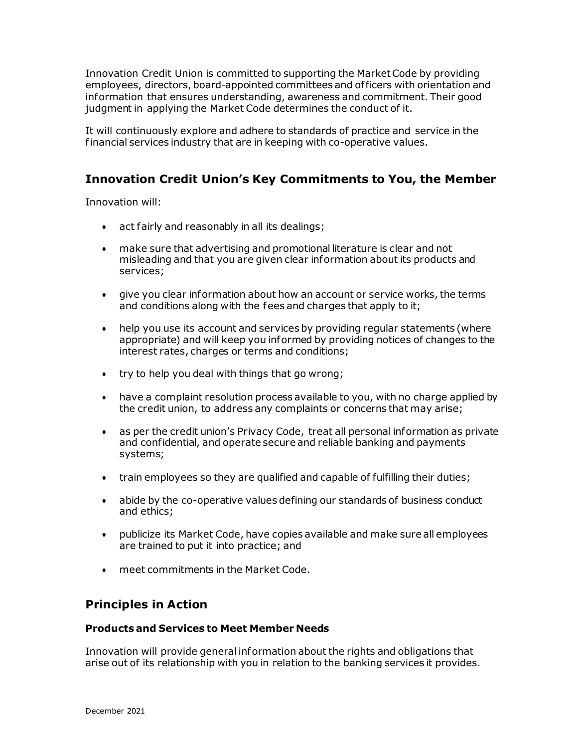Innovation Credit Union is committed to supporting the Market Code by providing employees, directors, board-appointed committees and officers with orientation and information that ensures understanding, awareness and commitment. Their good judgment in applying the Market Code determines the conduct of it.

It will continuously explore and adhere to standards of practice and service in the financial services industry that are in keeping with co-operative values.

## Innovation Credit Union's Key Commitments to You, the Member

Innovation will:

- act fairly and reasonably in all its dealings;
- make sure that advertising and promotional literature is clear and not misleading and that you are given clear information about its products and services;
- give you clear information about how an account or service works, the terms and conditions along with the fees and charges that apply to it;
- help you use its account and services by providing regular statements (where appropriate) and will keep you informed by providing notices of changes to the interest rates, charges or terms and conditions;
- try to help you deal with things that go wrong;
- have a complaint resolution process available to you, with no charge applied by the credit union, to address any complaints or concerns that may arise;
- as per the credit union's Privacy Code, treat all personal information as private and confidential, and operate secure and reliable banking and payments systems;
- train employees so they are qualified and capable of fulfilling their duties;
- abide by the co-operative values defining our standards of business conduct and ethics;
- publicize its Market Code, have copies available and make sure all employees are trained to put it into practice; and
- meet commitments in the Market Code.

## Principles in Action

### Products and Services to Meet Member Needs

Innovation will provide general information about the rights and obligations that arise out of its relationship with you in relation to the banking services it provides.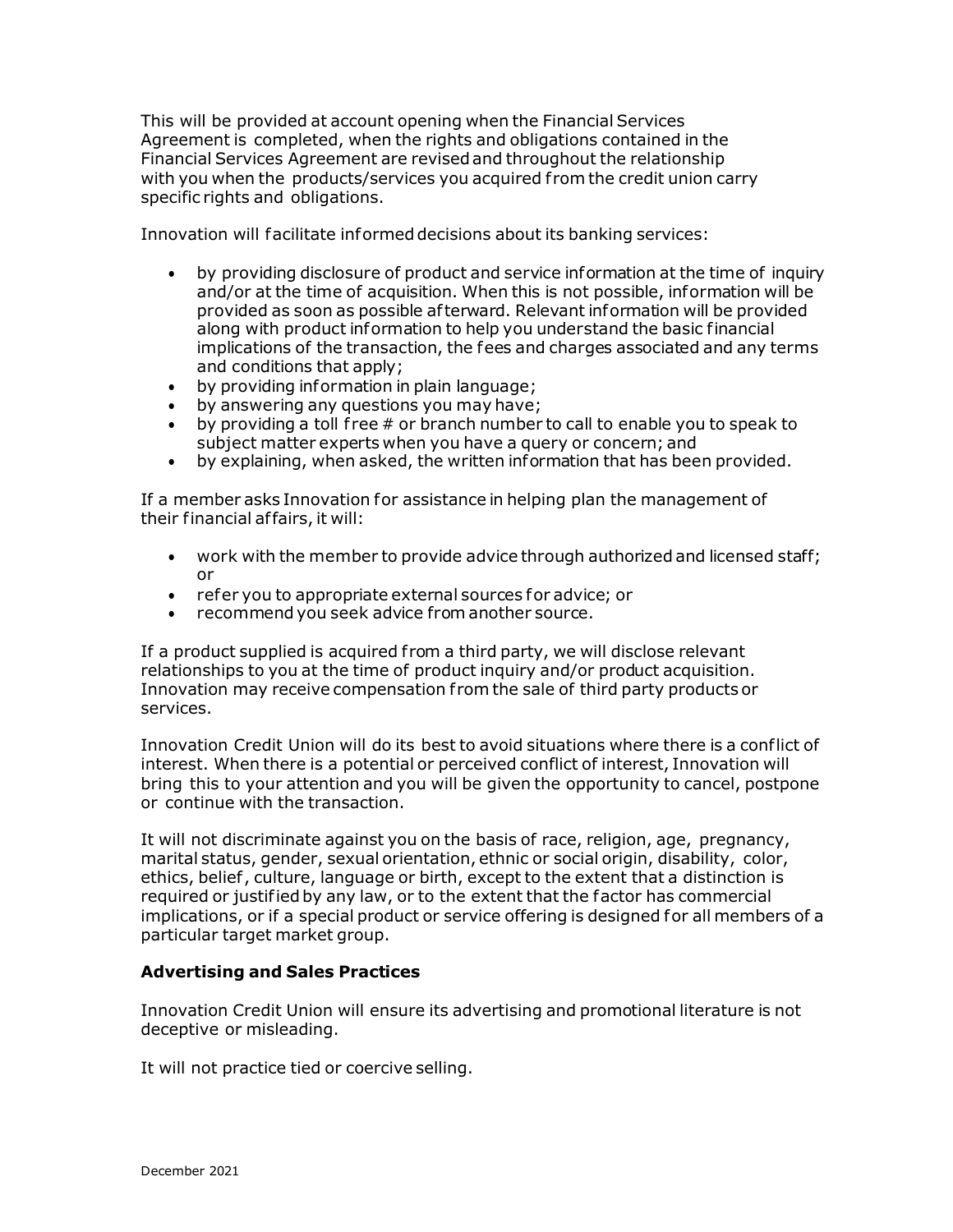This will be provided at account opening when the Financial Services Agreement is completed, when the rights and obligations contained in the Financial Services Agreement are revised and throughout the relationship with you when the products/services you acquired from the credit union carry specific rights and obligations.

Innovation will facilitate informed decisions about its banking services:

- by providing disclosure of product and service information at the time of inquiry and/or at the time of acquisition. When this is not possible, information will be provided as soon as possible afterward. Relevant information will be provided along with product information to help you understand the basic financial implications of the transaction, the fees and charges associated and any terms and conditions that apply;
- by providing information in plain language;
- by answering any questions you may have;
- by providing a toll free # or branch number to call to enable you to speak to subject matter experts when you have a query or concern; and
- by explaining, when asked, the written information that has been provided.

If a member asks Innovation for assistance in helping plan the management of their financial affairs, it will:

- work with the member to provide advice through authorized and licensed staff; or
- refer you to appropriate external sources for advice; or
- recommend you seek advice from another source.

If a product supplied is acquired from a third party, we will disclose relevant relationships to you at the time of product inquiry and/or product acquisition. Innovation may receive compensation from the sale of third party products or services.

Innovation Credit Union will do its best to avoid situations where there is a conflict of interest. When there is a potential or perceived conflict of interest, Innovation will bring this to your attention and you will be given the opportunity to cancel, postpone or continue with the transaction.

It will not discriminate against you on the basis of race, religion, age, pregnancy, marital status, gender, sexual orientation, ethnic or social origin, disability, color, ethics, belief, culture, language or birth, except to the extent that a distinction is required or justified by any law, or to the extent that the factor has commercial implications, or if a special product or service offering is designed for all members of a particular target market group.

### Advertising and Sales Practices

Innovation Credit Union will ensure its advertising and promotional literature is not deceptive or misleading.

It will not practice tied or coercive selling.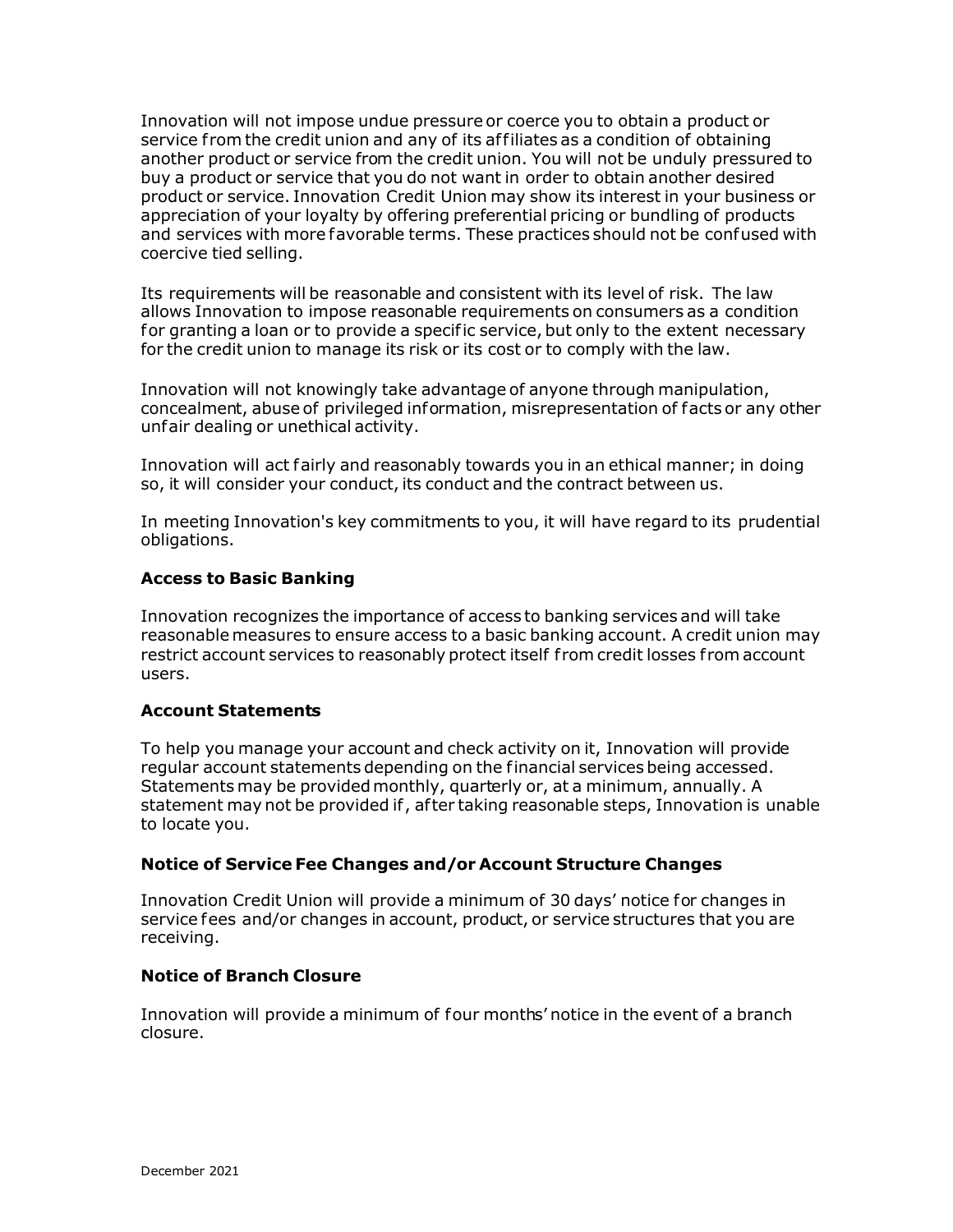Innovation will not impose undue pressure or coerce you to obtain a product or service from the credit union and any of its affiliates as a condition of obtaining another product or service from the credit union. You will not be unduly pressured to buy a product or service that you do not want in order to obtain another desired product or service. Innovation Credit Union may show its interest in your business or appreciation of your loyalty by offering preferential pricing or bundling of products and services with more favorable terms. These practices should not be confused with coercive tied selling.

Its requirements will be reasonable and consistent with its level of risk. The law allows Innovation to impose reasonable requirements on consumers as a condition for granting a loan or to provide a specific service, but only to the extent necessary for the credit union to manage its risk or its cost or to comply with the law.

Innovation will not knowingly take advantage of anyone through manipulation, concealment, abuse of privileged information, misrepresentation of facts or any other unfair dealing or unethical activity.

Innovation will act fairly and reasonably towards you in an ethical manner; in doing so, it will consider your conduct, its conduct and the contract between us.

In meeting Innovation's key commitments to you, it will have regard to its prudential obligations.

### Access to Basic Banking

Innovation recognizes the importance of access to banking services and will take reasonable measures to ensure access to a basic banking account. A credit union may restrict account services to reasonably protect itself from credit losses from account users.

### Account Statements

To help you manage your account and check activity on it, Innovation will provide regular account statements depending on the financial services being accessed. Statements may be provided monthly, quarterly or, at a minimum, annually. A statement may not be provided if, after taking reasonable steps, Innovation is unable to locate you.

### Notice of Service Fee Changes and/or Account Structure Changes

Innovation Credit Union will provide a minimum of 30 days' notice for changes in service fees and/or changes in account, product, or service structures that you are receiving.

### Notice of Branch Closure

Innovation will provide a minimum of four months' notice in the event of a branch closure.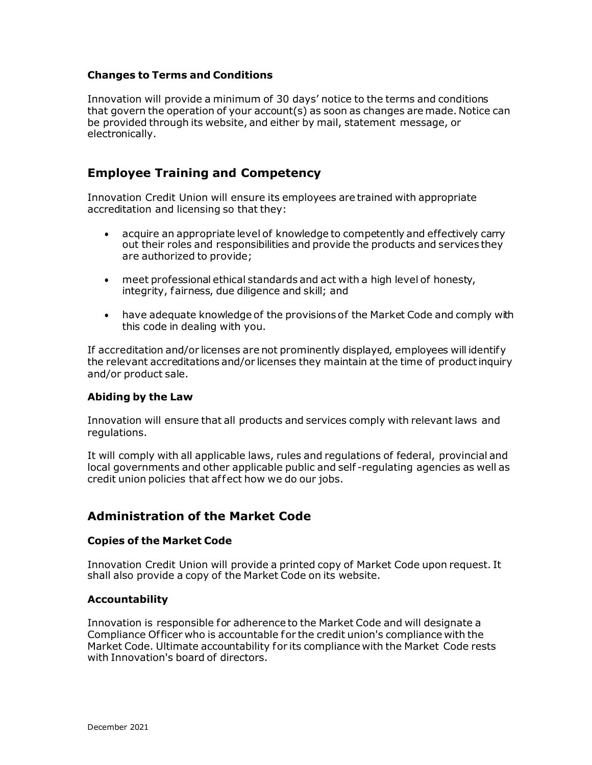### Changes to Terms and Conditions

Innovation will provide a minimum of 30 days' notice to the terms and conditions that govern the operation of your account(s) as soon as changes are made. Notice can be provided through its website, and either by mail, statement message, or electronically.

## Employee Training and Competency

Innovation Credit Union will ensure its employees are trained with appropriate accreditation and licensing so that they:

- acquire an appropriate level of knowledge to competently and effectively carry out their roles and responsibilities and provide the products and services they are authorized to provide;
- meet professional ethical standards and act with a high level of honesty, integrity, fairness, due diligence and skill; and
- have adequate knowledge of the provisions of the Market Code and comply with this code in dealing with you.

If accreditation and/or licenses are not prominently displayed, employees will identify the relevant accreditations and/or licenses they maintain at the time of product inquiry and/or product sale.

### Abiding by the Law

Innovation will ensure that all products and services comply with relevant laws and regulations.

It will comply with all applicable laws, rules and regulations of federal, provincial and local governments and other applicable public and self-regulating agencies as well as credit union policies that affect how we do our jobs.

## Administration of the Market Code

### Copies of the Market Code

Innovation Credit Union will provide a printed copy of Market Code upon request. It shall also provide a copy of the Market Code on its website.

### Accountability

Innovation is responsible for adherence to the Market Code and will designate a Compliance Officer who is accountable for the credit union's compliance with the Market Code. Ultimate accountability for its compliance with the Market Code rests with Innovation's board of directors.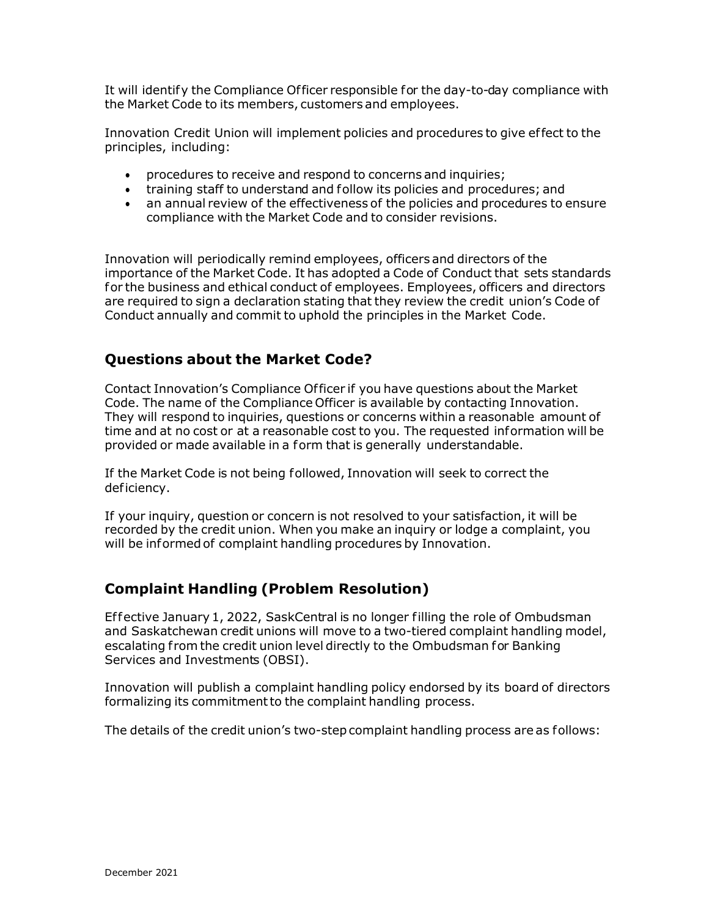It will identify the Compliance Officer responsible for the day-to-day compliance with the Market Code to its members, customers and employees.

Innovation Credit Union will implement policies and procedures to give effect to the principles, including:

- procedures to receive and respond to concerns and inquiries;
- training staff to understand and follow its policies and procedures; and
- an annual review of the effectiveness of the policies and procedures to ensure compliance with the Market Code and to consider revisions.

Innovation will periodically remind employees, officers and directors of the importance of the Market Code. It has adopted a Code of Conduct that sets standards for the business and ethical conduct of employees. Employees, officers and directors are required to sign a declaration stating that they review the credit union's Code of Conduct annually and commit to uphold the principles in the Market Code.

## Questions about the Market Code?

Contact Innovation's Compliance Officer if you have questions about the Market Code. The name of the Compliance Officer is available by contacting Innovation. They will respond to inquiries, questions or concerns within a reasonable amount of time and at no cost or at a reasonable cost to you. The requested information will be provided or made available in a form that is generally understandable.

If the Market Code is not being followed, Innovation will seek to correct the deficiency.

If your inquiry, question or concern is not resolved to your satisfaction, it will be recorded by the credit union. When you make an inquiry or lodge a complaint, you will be informed of complaint handling procedures by Innovation.

## Complaint Handling (Problem Resolution)

Effective January 1, 2022, SaskCentral is no longer filling the role of Ombudsman and Saskatchewan credit unions will move to a two-tiered complaint handling model, escalating from the credit union level directly to the Ombudsman for Banking Services and Investments (OBSI).

Innovation will publish a complaint handling policy endorsed by its board of directors formalizing its commitment to the complaint handling process.

The details of the credit union's two-step complaint handling process are as follows: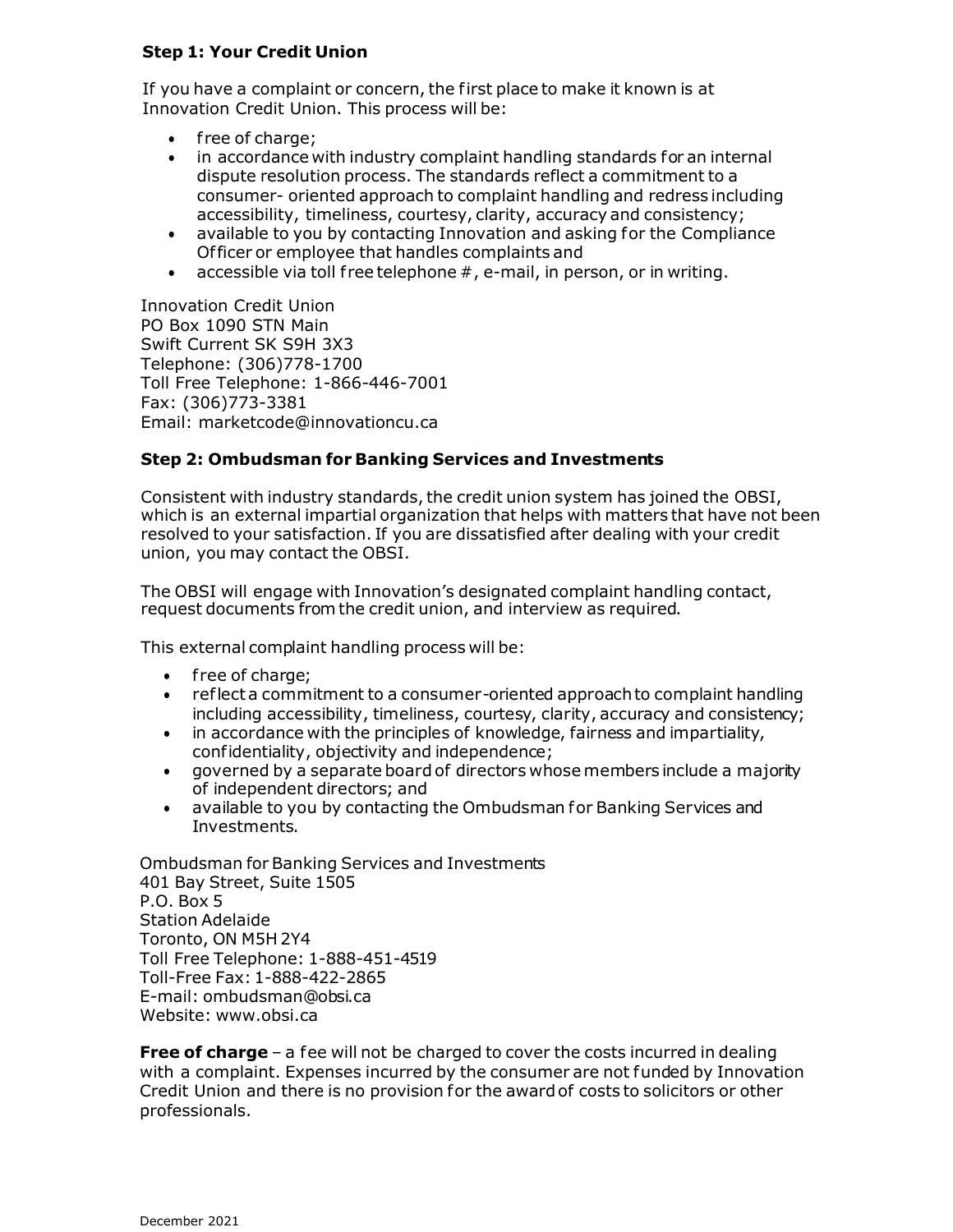### Step 1: Your Credit Union

If you have a complaint or concern, the first place to make it known is at Innovation Credit Union. This process will be:

- free of charge;
- in accordance with industry complaint handling standards for an internal dispute resolution process. The standards reflect a commitment to a consumer- oriented approach to complaint handling and redress including accessibility, timeliness, courtesy, clarity, accuracy and consistency;
- available to you by contacting Innovation and asking for the Compliance Officer or employee that handles complaints and
- accessible via toll free telephone #, e-mail, in person, or in writing.

Innovation Credit Union
PO Box 1090 STN Main
Swift Current SK S9H 3X3
Telephone: (306)778-1700
Toll Free Telephone: 1-866-446-7001
Fax: (306)773-3381
Email: marketcode@innovationcu.ca

### Step 2: Ombudsman for Banking Services and Investments

Consistent with industry standards, the credit union system has joined the OBSI, which is an external impartial organization that helps with matters that have not been resolved to your satisfaction. If you are dissatisfied after dealing with your credit union, you may contact the OBSI.

The OBSI will engage with Innovation's designated complaint handling contact, request documents from the credit union, and interview as required.

This external complaint handling process will be:

- free of charge;
- reflect a commitment to a consumer-oriented approach to complaint handling including accessibility, timeliness, courtesy, clarity, accuracy and consistency;
- in accordance with the principles of knowledge, fairness and impartiality, confidentiality, objectivity and independence;
- governed by a separate board of directors whose members include a majority of independent directors; and
- available to you by contacting the Ombudsman for Banking Services and Investments.

Ombudsman for Banking Services and Investments
401 Bay Street, Suite 1505
P.O. Box 5
Station Adelaide
Toronto, ON M5H 2Y4
Toll Free Telephone: 1-888-451-4519
Toll-Free Fax: 1-888-422-2865
E-mail: ombudsman@obsi.ca
Website: www.obsi.ca

**Free of charge** – a fee will not be charged to cover the costs incurred in dealing with a complaint. Expenses incurred by the consumer are not funded by Innovation Credit Union and there is no provision for the award of costs to solicitors or other professionals.

December 2021